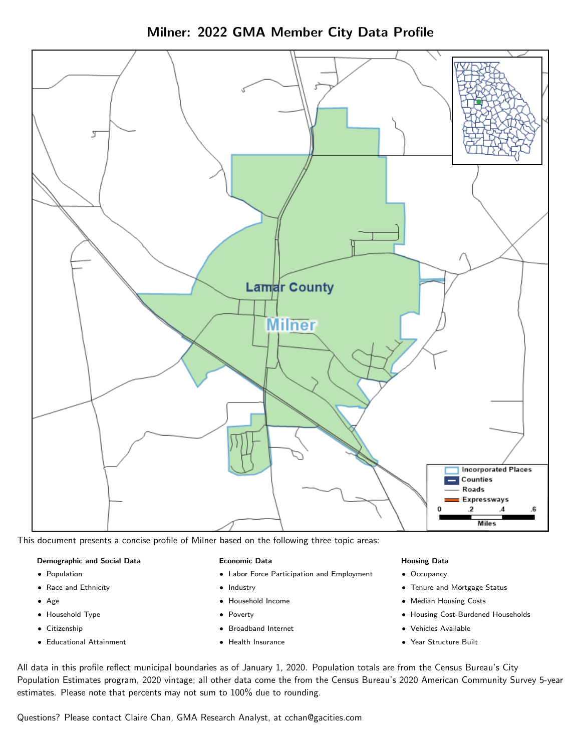# Milner: 2022 GMA Member City Data Profile

Lamar County

Milner

Incorporated Places
Counties
Roads
Expressways
0 .2 .4 .6
Miles

This document presents a concise profile of Milner based on the following three topic areas:

**Demographic and Social Data**

- Population
- Race and Ethnicity
- Age
- Household Type
- Citizenship
- Educational Attainment

**Economic Data**

- Labor Force Participation and Employment
- Industry
- Household Income
- Poverty
- Broadband Internet
- Health Insurance

**Housing Data**

- Occupancy
- Tenure and Mortgage Status
- Median Housing Costs
- Housing Cost-Burdened Households
- Vehicles Available
- Year Structure Built

All data in this profile reflect municipal boundaries as of January 1, 2020. Population totals are from the Census Bureau's City Population Estimates program, 2020 vintage; all other data come the from the Census Bureau's 2020 American Community Survey 5-year estimates. Please note that percents may not sum to 100% due to rounding.

Questions? Please contact Claire Chan, GMA Research Analyst, at cchan@gacities.com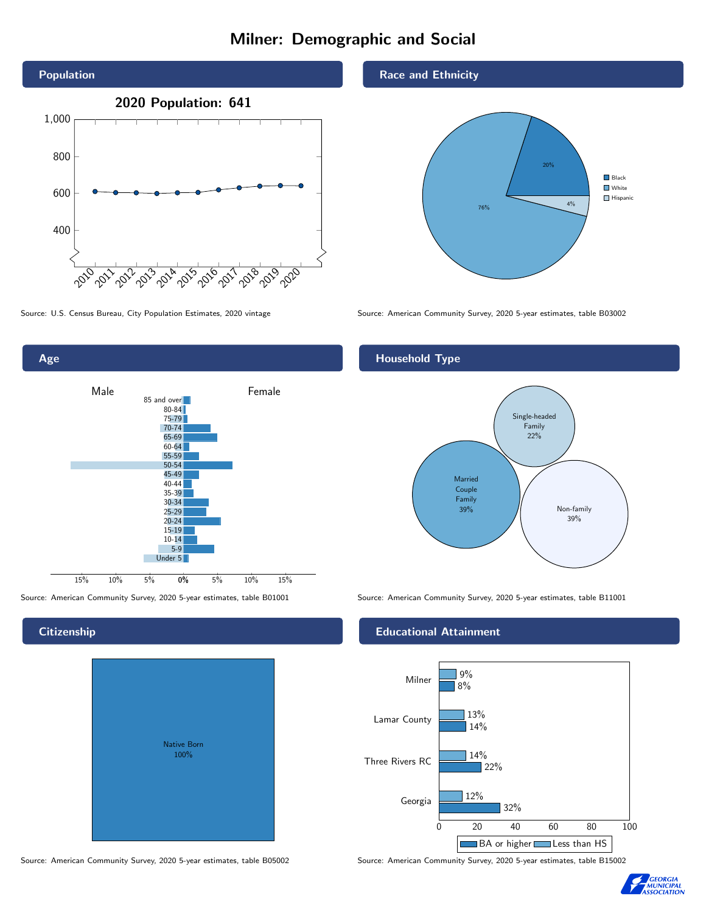# Milner: Demographic and Social

## Population

2020 Population: 641

1,000
800
600
400

2010 2011 2012 2013 2014 2015 2016 2017 2018 2019 2020

Source: U.S. Census Bureau, City Population Estimates, 2020 vintage

## Race and Ethnicity

20%
76%
4%

Black
White
Hispanic

Source: American Community Survey, 2020 5-year estimates, table B03002

## Age

Male
Female

85 and over
80-84
75-79
70-74
65-69
60-64
55-59
50-54
45-49
40-44
35-39
30-34
25-29
20-24
15-19
10-14
5-9
Under 5

15% 10% 5% 0% 5% 10% 15%

Source: American Community Survey, 2020 5-year estimates, table B01001

## Household Type

Single-headed Family 22%

Married Couple Family 39%

Non-family 39%

Source: American Community Survey, 2020 5-year estimates, table B11001

## Citizenship

Native Born 100%

Source: American Community Survey, 2020 5-year estimates, table B05002

## Educational Attainment

Milner
9%
8%

Lamar County
13%
14%

Three Rivers RC
14%
22%

Georgia
12%
32%

0 20 40 60 80 100

BA or higher
Less than HS

Source: American Community Survey, 2020 5-year estimates, table B15002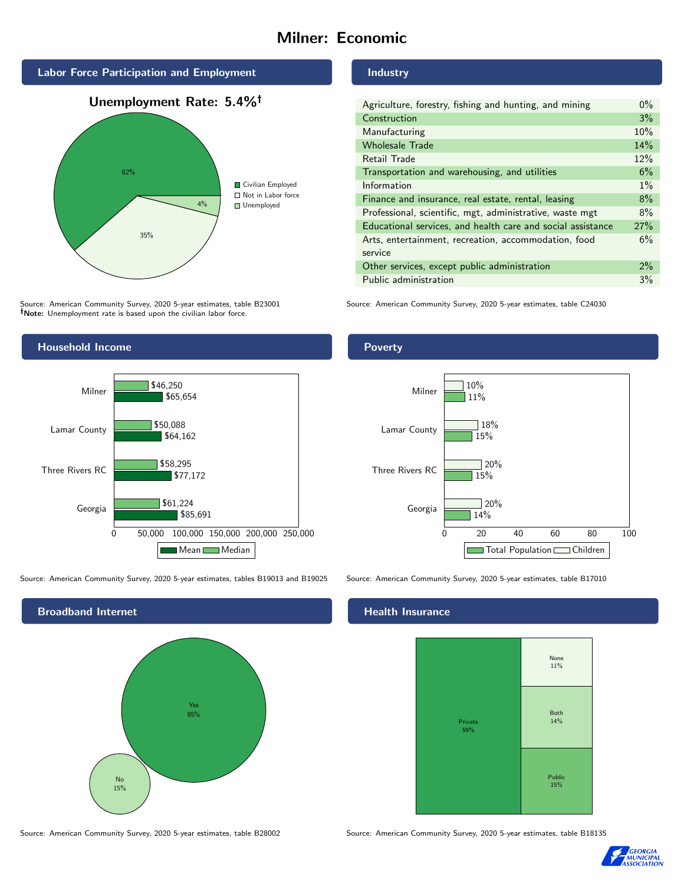# Milner: Economic

## Labor Force Participation and Employment

Unemployment Rate: 5.4%†

62%
35%
4%

Civilian Employed
Not in Labor force
Unemployed

Source: American Community Survey, 2020 5-year estimates, table B23001
†Note: Unemployment rate is based upon the civilian labor force.

## Industry

| | |
|---|---|
| Agriculture, forestry, fishing and hunting, and mining | 0% |
| Construction | 3% |
| Manufacturing | 10% |
| Wholesale Trade | 14% |
| Retail Trade | 12% |
| Transportation and warehousing, and utilities | 6% |
| Information | 1% |
| Finance and insurance, real estate, rental, leasing | 8% |
| Professional, scientific, mgt, administrative, waste mgt | 8% |
| Educational services, and health care and social assistance | 27% |
| Arts, entertainment, recreation, accommodation, food service | 6% |
| Other services, except public administration | 2% |
| Public administration | 3% |

Source: American Community Survey, 2020 5-year estimates, table C24030

## Household Income

Milner: $46,250, $65,654
Lamar County: $50,088, $64,162
Three Rivers RC: $58,295, $77,172
Georgia: $61,224, $85,691

0, 50,000, 100,000, 150,000, 200,000, 250,000

Mean, Median

Source: American Community Survey, 2020 5-year estimates, tables B19013 and B19025

## Poverty

Milner: 10%, 11%
Lamar County: 18%, 15%
Three Rivers RC: 20%, 15%
Georgia: 20%, 14%

0, 20, 40, 60, 80, 100

Total Population, Children

Source: American Community Survey, 2020 5-year estimates, table B17010

## Broadband Internet

Yes 85%
No 15%

Source: American Community Survey, 2020 5-year estimates, table B28002

## Health Insurance

Private 59%
None 11%
Both 14%
Public 15%

Source: American Community Survey, 2020 5-year estimates, table B18135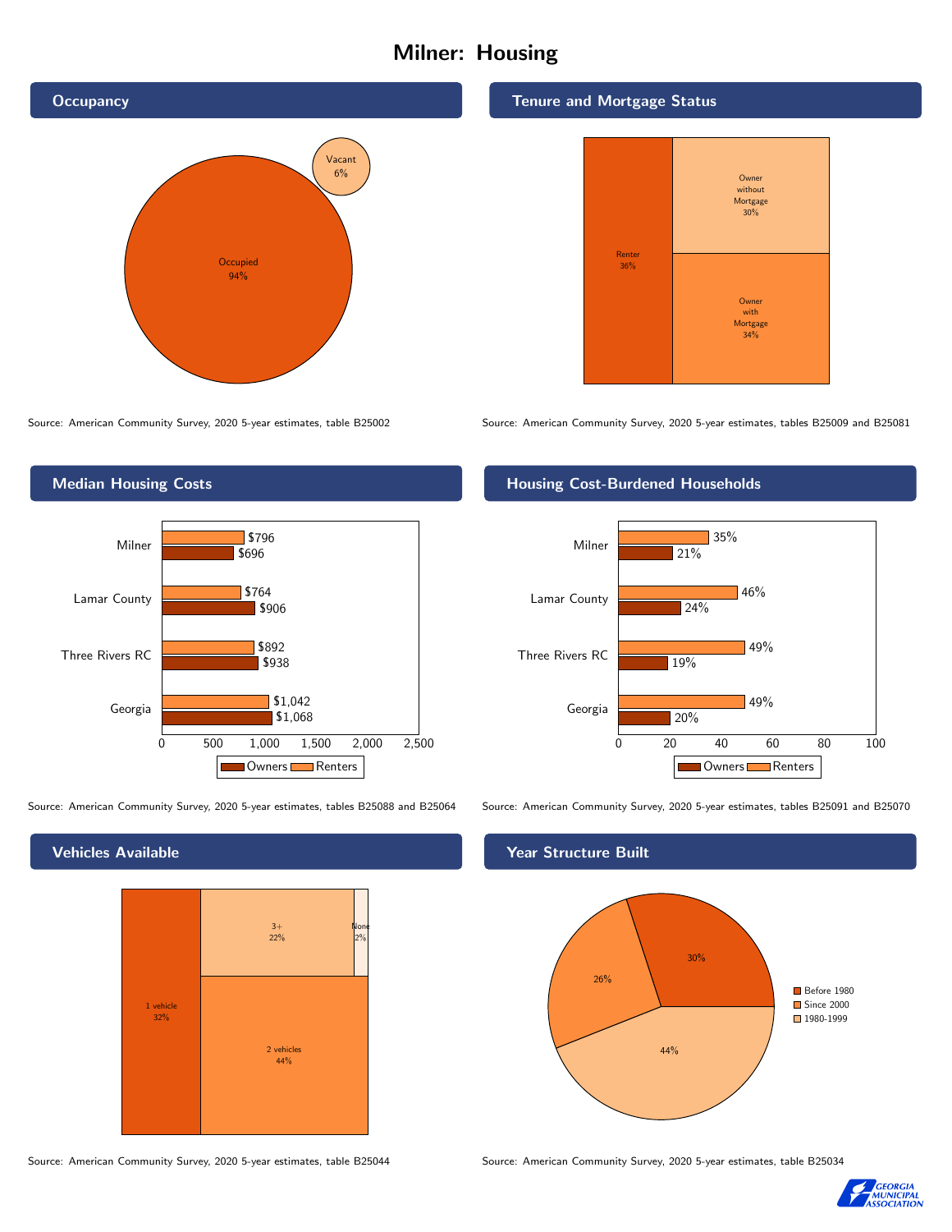# Milner: Housing

## Occupancy

Vacant
6%

Occupied
94%

Source: American Community Survey, 2020 5-year estimates, table B25002

## Tenure and Mortgage Status

Renter
36%

Owner without Mortgage
30%

Owner with Mortgage
34%

Source: American Community Survey, 2020 5-year estimates, tables B25009 and B25081

## Median Housing Costs

Milner
$796
$696

Lamar County
$764
$906

Three Rivers RC
$892
$938

Georgia
$1,042
$1,068

0 500 1,000 1,500 2,000 2,500

Owners Renters

Source: American Community Survey, 2020 5-year estimates, tables B25088 and B25064

## Housing Cost-Burdened Households

Milner
35%
21%

Lamar County
46%
24%

Three Rivers RC
49%
19%

Georgia
49%
20%

0 20 40 60 80 100

Owners Renters

Source: American Community Survey, 2020 5-year estimates, tables B25091 and B25070

## Vehicles Available

1 vehicle
32%

3+
22%

None
2%

2 vehicles
44%

Source: American Community Survey, 2020 5-year estimates, table B25044

## Year Structure Built

30%

26%

44%

Before 1980
Since 2000
1980-1999

Source: American Community Survey, 2020 5-year estimates, table B25034